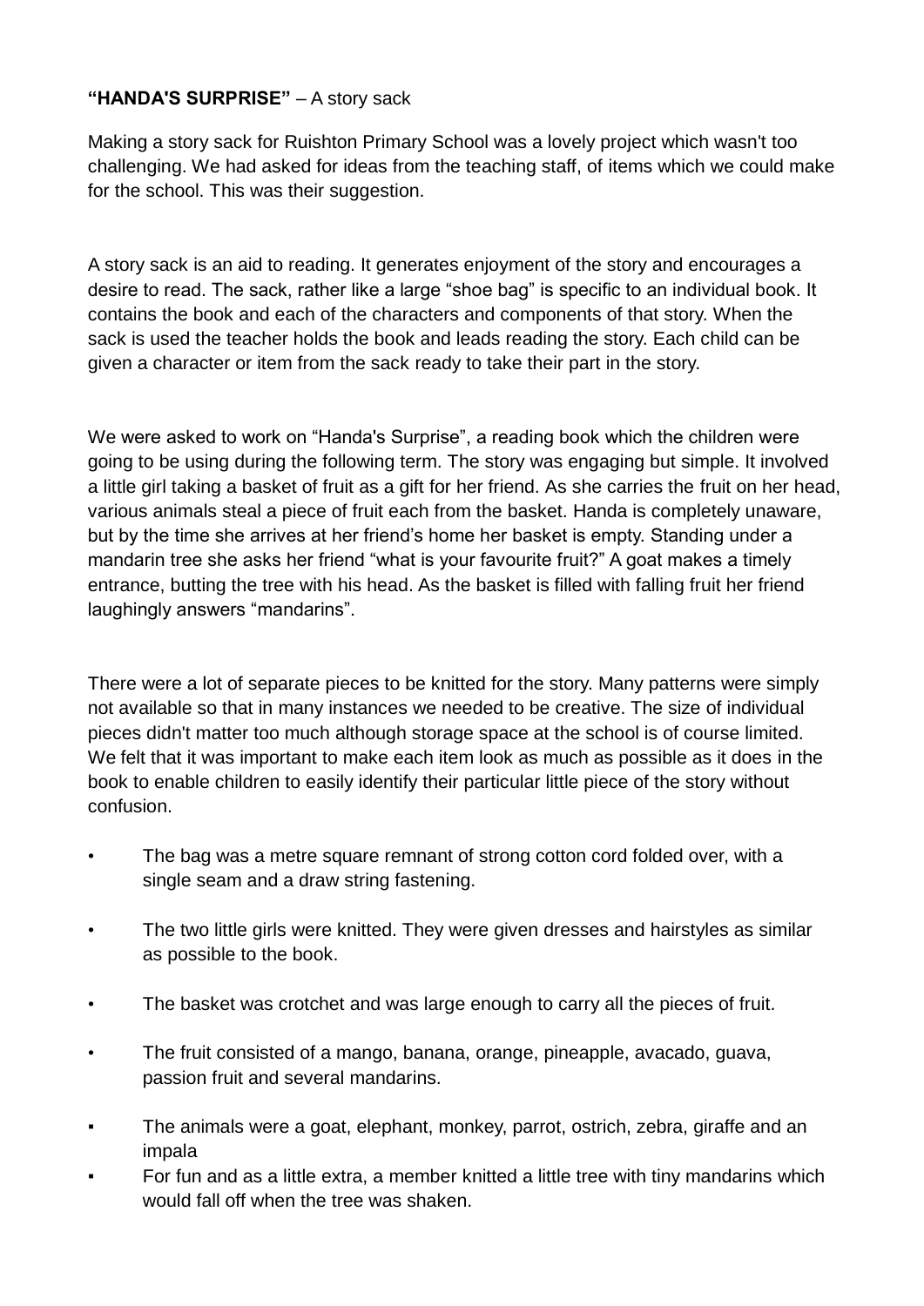**"HANDA'S SURPRISE"** – A story sack

Making a story sack for Ruishton Primary School was a lovely project which wasn't too challenging. We had asked for ideas from the teaching staff, of items which we could make for the school. This was their suggestion.

A story sack is an aid to reading. It generates enjoyment of the story and encourages a desire to read. The sack, rather like a large "shoe bag" is specific to an individual book. It contains the book and each of the characters and components of that story. When the sack is used the teacher holds the book and leads reading the story. Each child can be given a character or item from the sack ready to take their part in the story.

We were asked to work on "Handa's Surprise", a reading book which the children were going to be using during the following term. The story was engaging but simple. It involved a little girl taking a basket of fruit as a gift for her friend. As she carries the fruit on her head, various animals steal a piece of fruit each from the basket. Handa is completely unaware, but by the time she arrives at her friend's home her basket is empty. Standing under a mandarin tree she asks her friend "what is your favourite fruit?" A goat makes a timely entrance, butting the tree with his head. As the basket is filled with falling fruit her friend laughingly answers "mandarins".

There were a lot of separate pieces to be knitted for the story. Many patterns were simply not available so that in many instances we needed to be creative. The size of individual pieces didn't matter too much although storage space at the school is of course limited. We felt that it was important to make each item look as much as possible as it does in the book to enable children to easily identify their particular little piece of the story without confusion.

- The bag was a metre square remnant of strong cotton cord folded over, with a single seam and a draw string fastening.
- The two little girls were knitted. They were given dresses and hairstyles as similar as possible to the book.
- The basket was crotchet and was large enough to carry all the pieces of fruit.
- The fruit consisted of a mango, banana, orange, pineapple, avacado, guava, passion fruit and several mandarins.
- The animals were a goat, elephant, monkey, parrot, ostrich, zebra, giraffe and an impala
- For fun and as a little extra, a member knitted a little tree with tiny mandarins which would fall off when the tree was shaken.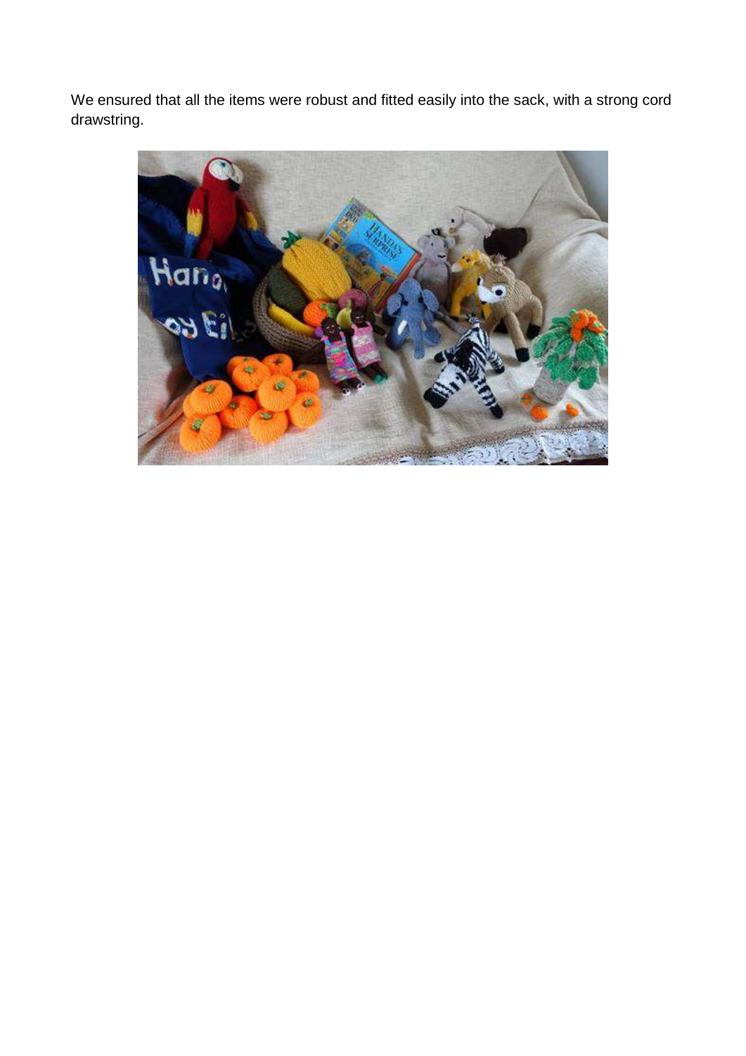We ensured that all the items were robust and fitted easily into the sack, with a strong cord drawstring.